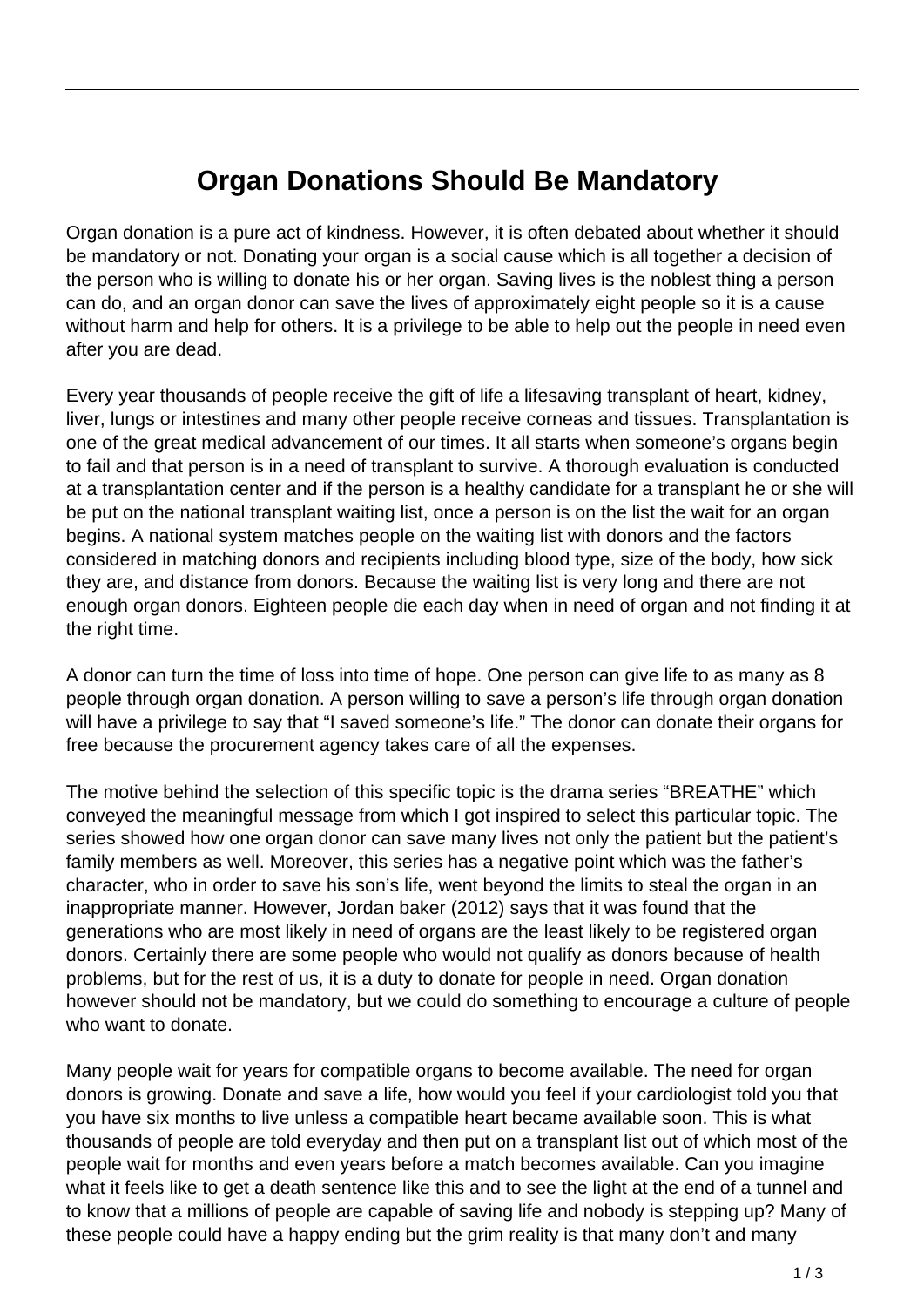# Organ Donations Should Be Mandatory

Organ donation is a pure act of kindness. However, it is often debated about whether it should be mandatory or not. Donating your organ is a social cause which is all together a decision of the person who is willing to donate his or her organ. Saving lives is the noblest thing a person can do, and an organ donor can save the lives of approximately eight people so it is a cause without harm and help for others. It is a privilege to be able to help out the people in need even after you are dead.

Every year thousands of people receive the gift of life a lifesaving transplant of heart, kidney, liver, lungs or intestines and many other people receive corneas and tissues. Transplantation is one of the great medical advancement of our times. It all starts when someone's organs begin to fail and that person is in a need of transplant to survive. A thorough evaluation is conducted at a transplantation center and if the person is a healthy candidate for a transplant he or she will be put on the national transplant waiting list, once a person is on the list the wait for an organ begins. A national system matches people on the waiting list with donors and the factors considered in matching donors and recipients including blood type, size of the body, how sick they are, and distance from donors. Because the waiting list is very long and there are not enough organ donors. Eighteen people die each day when in need of organ and not finding it at the right time.

A donor can turn the time of loss into time of hope. One person can give life to as many as 8 people through organ donation. A person willing to save a person's life through organ donation will have a privilege to say that "I saved someone's life." The donor can donate their organs for free because the procurement agency takes care of all the expenses.

The motive behind the selection of this specific topic is the drama series "BREATHE" which conveyed the meaningful message from which I got inspired to select this particular topic. The series showed how one organ donor can save many lives not only the patient but the patient's family members as well. Moreover, this series has a negative point which was the father's character, who in order to save his son's life, went beyond the limits to steal the organ in an inappropriate manner. However, Jordan baker (2012) says that it was found that the generations who are most likely in need of organs are the least likely to be registered organ donors. Certainly there are some people who would not qualify as donors because of health problems, but for the rest of us, it is a duty to donate for people in need. Organ donation however should not be mandatory, but we could do something to encourage a culture of people who want to donate.

Many people wait for years for compatible organs to become available. The need for organ donors is growing. Donate and save a life, how would you feel if your cardiologist told you that you have six months to live unless a compatible heart became available soon. This is what thousands of people are told everyday and then put on a transplant list out of which most of the people wait for months and even years before a match becomes available. Can you imagine what it feels like to get a death sentence like this and to see the light at the end of a tunnel and to know that a millions of people are capable of saving life and nobody is stepping up? Many of these people could have a happy ending but the grim reality is that many don't and many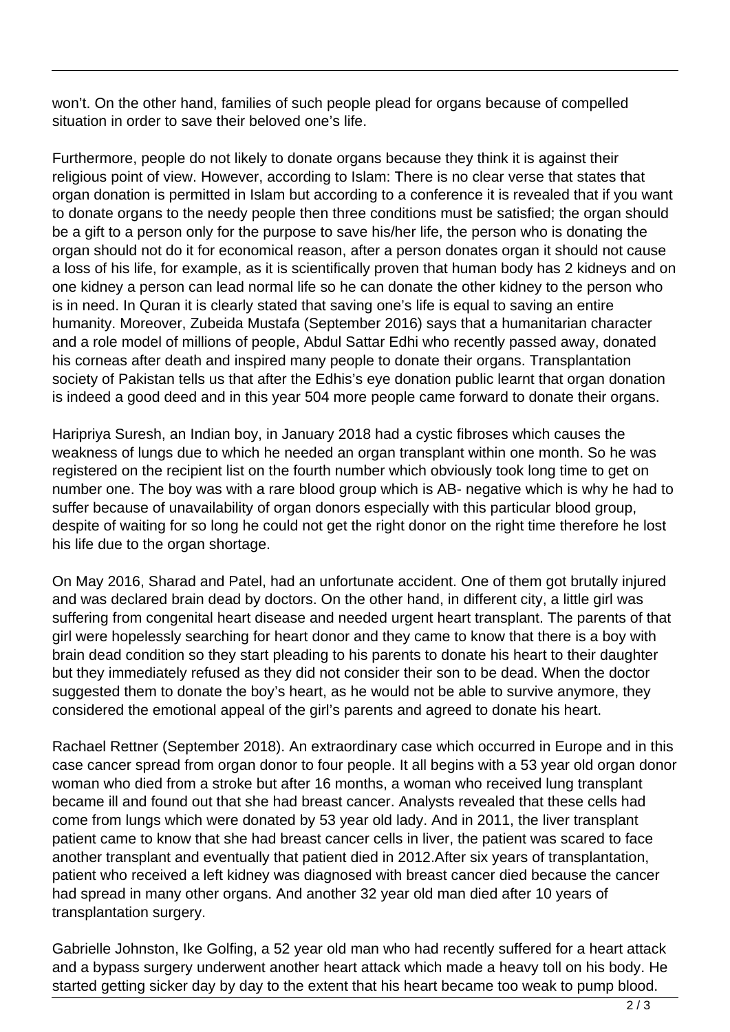won't. On the other hand, families of such people plead for organs because of compelled situation in order to save their beloved one's life.

Furthermore, people do not likely to donate organs because they think it is against their religious point of view. However, according to Islam: There is no clear verse that states that organ donation is permitted in Islam but according to a conference it is revealed that if you want to donate organs to the needy people then three conditions must be satisfied; the organ should be a gift to a person only for the purpose to save his/her life, the person who is donating the organ should not do it for economical reason, after a person donates organ it should not cause a loss of his life, for example, as it is scientifically proven that human body has 2 kidneys and on one kidney a person can lead normal life so he can donate the other kidney to the person who is in need. In Quran it is clearly stated that saving one's life is equal to saving an entire humanity. Moreover, Zubeida Mustafa (September 2016) says that a humanitarian character and a role model of millions of people, Abdul Sattar Edhi who recently passed away, donated his corneas after death and inspired many people to donate their organs. Transplantation society of Pakistan tells us that after the Edhis's eye donation public learnt that organ donation is indeed a good deed and in this year 504 more people came forward to donate their organs.

Haripriya Suresh, an Indian boy, in January 2018 had a cystic fibroses which causes the weakness of lungs due to which he needed an organ transplant within one month. So he was registered on the recipient list on the fourth number which obviously took long time to get on number one. The boy was with a rare blood group which is AB- negative which is why he had to suffer because of unavailability of organ donors especially with this particular blood group, despite of waiting for so long he could not get the right donor on the right time therefore he lost his life due to the organ shortage.

On May 2016, Sharad and Patel, had an unfortunate accident. One of them got brutally injured and was declared brain dead by doctors. On the other hand, in different city, a little girl was suffering from congenital heart disease and needed urgent heart transplant. The parents of that girl were hopelessly searching for heart donor and they came to know that there is a boy with brain dead condition so they start pleading to his parents to donate his heart to their daughter but they immediately refused as they did not consider their son to be dead. When the doctor suggested them to donate the boy's heart, as he would not be able to survive anymore, they considered the emotional appeal of the girl's parents and agreed to donate his heart.

Rachael Rettner (September 2018). An extraordinary case which occurred in Europe and in this case cancer spread from organ donor to four people. It all begins with a 53 year old organ donor woman who died from a stroke but after 16 months, a woman who received lung transplant became ill and found out that she had breast cancer. Analysts revealed that these cells had come from lungs which were donated by 53 year old lady. And in 2011, the liver transplant patient came to know that she had breast cancer cells in liver, the patient was scared to face another transplant and eventually that patient died in 2012.After six years of transplantation, patient who received a left kidney was diagnosed with breast cancer died because the cancer had spread in many other organs. And another 32 year old man died after 10 years of transplantation surgery.

Gabrielle Johnston, Ike Golfing, a 52 year old man who had recently suffered for a heart attack and a bypass surgery underwent another heart attack which made a heavy toll on his body. He started getting sicker day by day to the extent that his heart became too weak to pump blood.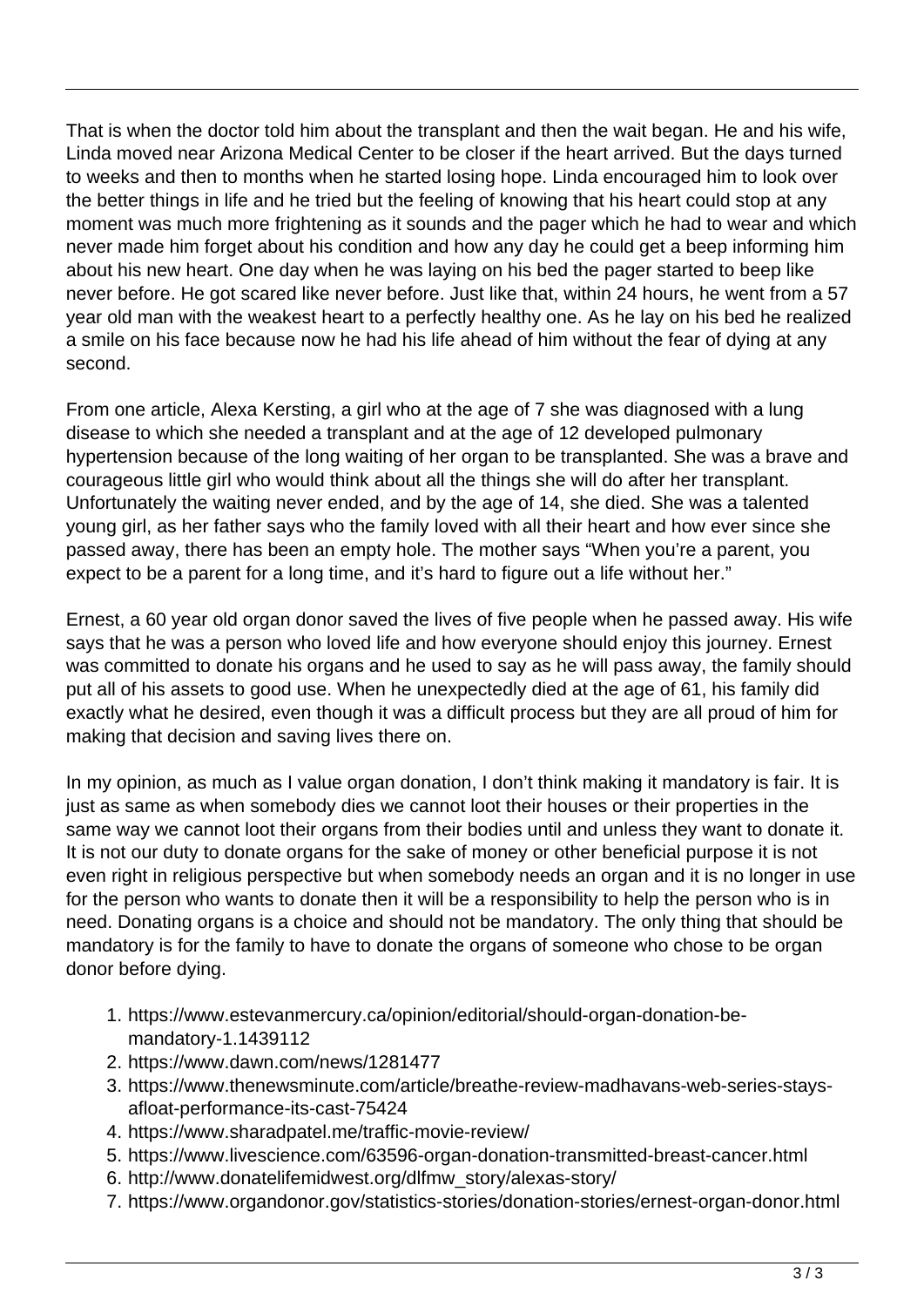That is when the doctor told him about the transplant and then the wait began. He and his wife, Linda moved near Arizona Medical Center to be closer if the heart arrived. But the days turned to weeks and then to months when he started losing hope. Linda encouraged him to look over the better things in life and he tried but the feeling of knowing that his heart could stop at any moment was much more frightening as it sounds and the pager which he had to wear and which never made him forget about his condition and how any day he could get a beep informing him about his new heart. One day when he was laying on his bed the pager started to beep like never before. He got scared like never before. Just like that, within 24 hours, he went from a 57 year old man with the weakest heart to a perfectly healthy one. As he lay on his bed he realized a smile on his face because now he had his life ahead of him without the fear of dying at any second.

From one article, Alexa Kersting, a girl who at the age of 7 she was diagnosed with a lung disease to which she needed a transplant and at the age of 12 developed pulmonary hypertension because of the long waiting of her organ to be transplanted. She was a brave and courageous little girl who would think about all the things she will do after her transplant. Unfortunately the waiting never ended, and by the age of 14, she died. She was a talented young girl, as her father says who the family loved with all their heart and how ever since she passed away, there has been an empty hole. The mother says "When you're a parent, you expect to be a parent for a long time, and it's hard to figure out a life without her."

Ernest, a 60 year old organ donor saved the lives of five people when he passed away. His wife says that he was a person who loved life and how everyone should enjoy this journey. Ernest was committed to donate his organs and he used to say as he will pass away, the family should put all of his assets to good use. When he unexpectedly died at the age of 61, his family did exactly what he desired, even though it was a difficult process but they are all proud of him for making that decision and saving lives there on.

In my opinion, as much as I value organ donation, I don't think making it mandatory is fair. It is just as same as when somebody dies we cannot loot their houses or their properties in the same way we cannot loot their organs from their bodies until and unless they want to donate it. It is not our duty to donate organs for the sake of money or other beneficial purpose it is not even right in religious perspective but when somebody needs an organ and it is no longer in use for the person who wants to donate then it will be a responsibility to help the person who is in need. Donating organs is a choice and should not be mandatory. The only thing that should be mandatory is for the family to have to donate the organs of someone who chose to be organ donor before dying.

1. https://www.estevanmercury.ca/opinion/editorial/should-organ-donation-be-mandatory-1.1439112
2. https://www.dawn.com/news/1281477
3. https://www.thenewsminute.com/article/breathe-review-madhavans-web-series-stays-afloat-performance-its-cast-75424
4. https://www.sharadpatel.me/traffic-movie-review/
5. https://www.livescience.com/63596-organ-donation-transmitted-breast-cancer.html
6. http://www.donatelifemidwest.org/dlfmw_story/alexas-story/
7. https://www.organdonor.gov/statistics-stories/donation-stories/ernest-organ-donor.html